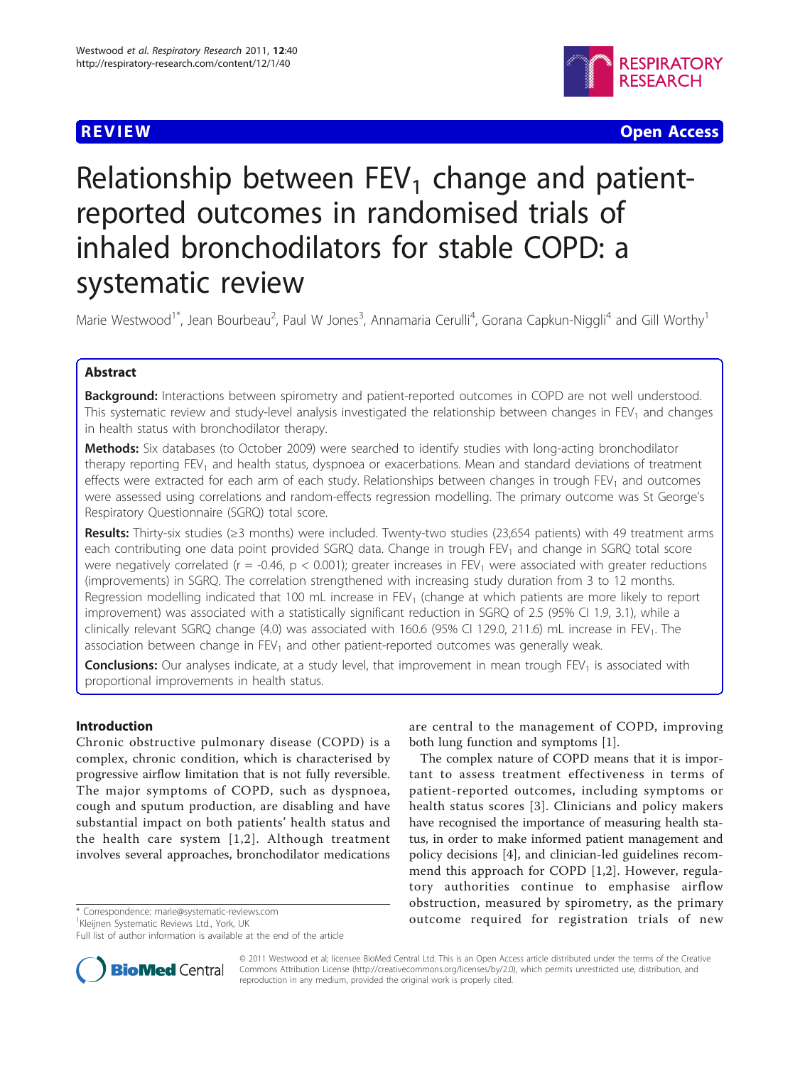REVIEW Open Access

# Relationship between $FEV_1$ change and patient-reported outcomes in randomised trials of inhaled bronchodilators for stable COPD: a systematic review

Marie Westwood[1*], Jean Bourbeau[2], Paul W Jones[3], Annamaria Cerulli[4], Gorana Capkun-Niggli[4] and Gill Worthy[1]

## Abstract

**Background:** Interactions between spirometry and patient-reported outcomes in COPD are not well understood. This systematic review and study-level analysis investigated the relationship between changes in $FEV_1$ and changes in health status with bronchodilator therapy.

**Methods:** Six databases (to October 2009) were searched to identify studies with long-acting bronchodilator therapy reporting $FEV_1$ and health status, dyspnoea or exacerbations. Mean and standard deviations of treatment effects were extracted for each arm of each study. Relationships between changes in trough $FEV_1$ and outcomes were assessed using correlations and random-effects regression modelling. The primary outcome was St George's Respiratory Questionnaire (SGRQ) total score.

**Results:** Thirty-six studies (≥3 months) were included. Twenty-two studies (23,654 patients) with 49 treatment arms each contributing one data point provided SGRQ data. Change in trough $FEV_1$ and change in SGRQ total score were negatively correlated ($r = -0.46$, $p < 0.001$); greater increases in $FEV_1$ were associated with greater reductions (improvements) in SGRQ. The correlation strengthened with increasing study duration from 3 to 12 months. Regression modelling indicated that 100 mL increase in $FEV_1$ (change at which patients are more likely to report improvement) was associated with a statistically significant reduction in SGRQ of 2.5 (95% CI 1.9, 3.1), while a clinically relevant SGRQ change (4.0) was associated with 160.6 (95% CI 129.0, 211.6) mL increase in $FEV_1$. The association between change in $FEV_1$ and other patient-reported outcomes was generally weak.

**Conclusions:** Our analyses indicate, at a study level, that improvement in mean trough $FEV_1$ is associated with proportional improvements in health status.

## Introduction

Chronic obstructive pulmonary disease (COPD) is a complex, chronic condition, which is characterised by progressive airflow limitation that is not fully reversible. The major symptoms of COPD, such as dyspnoea, cough and sputum production, are disabling and have substantial impact on both patients' health status and the health care system [1,2]. Although treatment involves several approaches, bronchodilator medications are central to the management of COPD, improving both lung function and symptoms [1].

The complex nature of COPD means that it is important to assess treatment effectiveness in terms of patient-reported outcomes, including symptoms or health status scores [3]. Clinicians and policy makers have recognised the importance of measuring health status, in order to make informed patient management and policy decisions [4], and clinician-led guidelines recommend this approach for COPD [1,2]. However, regulatory authorities continue to emphasise airflow obstruction, measured by spirometry, as the primary outcome required for registration trials of new

\* Correspondence: marie@systematic-reviews.com

[1]Kleijnen Systematic Reviews Ltd., York, UK

Full list of author information is available at the end of the article

© 2011 Westwood et al; licensee BioMed Central Ltd. This is an Open Access article distributed under the terms of the Creative Commons Attribution License (http://creativecommons.org/licenses/by/2.0), which permits unrestricted use, distribution, and reproduction in any medium, provided the original work is properly cited.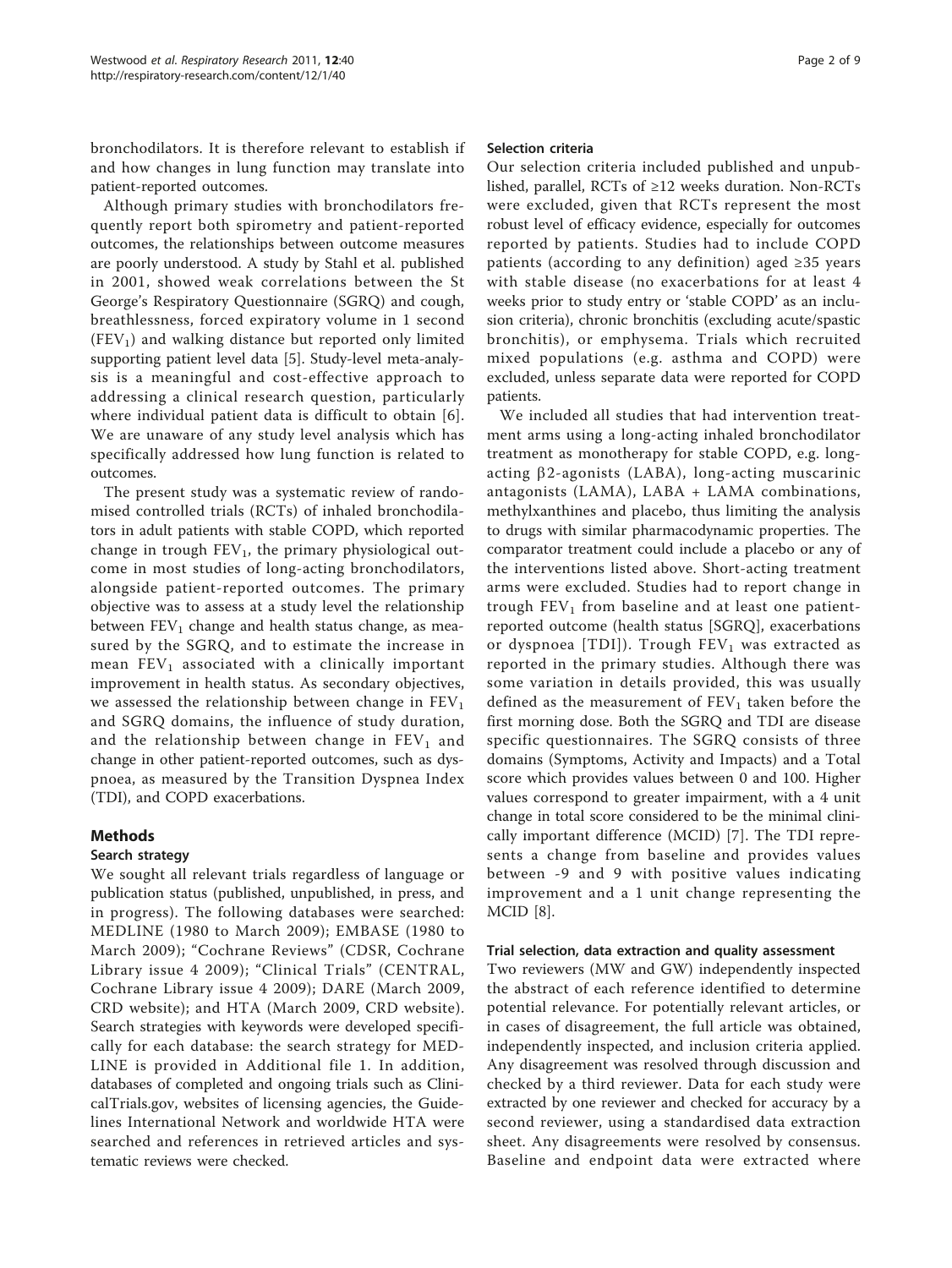bronchodilators. It is therefore relevant to establish if and how changes in lung function may translate into patient-reported outcomes.

Although primary studies with bronchodilators frequently report both spirometry and patient-reported outcomes, the relationships between outcome measures are poorly understood. A study by Stahl et al. published in 2001, showed weak correlations between the St George's Respiratory Questionnaire (SGRQ) and cough, breathlessness, forced expiratory volume in 1 second ($FEV_1$) and walking distance but reported only limited supporting patient level data [5]. Study-level meta-analysis is a meaningful and cost-effective approach to addressing a clinical research question, particularly where individual patient data is difficult to obtain [6]. We are unaware of any study level analysis which has specifically addressed how lung function is related to outcomes.

The present study was a systematic review of randomised controlled trials (RCTs) of inhaled bronchodilators in adult patients with stable COPD, which reported change in trough $FEV_1$, the primary physiological outcome in most studies of long-acting bronchodilators, alongside patient-reported outcomes. The primary objective was to assess at a study level the relationship between $FEV_1$ change and health status change, as measured by the SGRQ, and to estimate the increase in mean $FEV_1$ associated with a clinically important improvement in health status. As secondary objectives, we assessed the relationship between change in $FEV_1$ and SGRQ domains, the influence of study duration, and the relationship between change in $FEV_1$ and change in other patient-reported outcomes, such as dyspnoea, as measured by the Transition Dyspnea Index (TDI), and COPD exacerbations.

## Methods

### Search strategy

We sought all relevant trials regardless of language or publication status (published, unpublished, in press, and in progress). The following databases were searched: MEDLINE (1980 to March 2009); EMBASE (1980 to March 2009); "Cochrane Reviews" (CDSR, Cochrane Library issue 4 2009); "Clinical Trials" (CENTRAL, Cochrane Library issue 4 2009); DARE (March 2009, CRD website); and HTA (March 2009, CRD website). Search strategies with keywords were developed specifically for each database: the search strategy for MEDLINE is provided in Additional file 1. In addition, databases of completed and ongoing trials such as ClinicalTrials.gov, websites of licensing agencies, the Guidelines International Network and worldwide HTA were searched and references in retrieved articles and systematic reviews were checked.

### Selection criteria

Our selection criteria included published and unpublished, parallel, RCTs of ≥12 weeks duration. Non-RCTs were excluded, given that RCTs represent the most robust level of efficacy evidence, especially for outcomes reported by patients. Studies had to include COPD patients (according to any definition) aged ≥35 years with stable disease (no exacerbations for at least 4 weeks prior to study entry or 'stable COPD' as an inclusion criteria), chronic bronchitis (excluding acute/spastic bronchitis), or emphysema. Trials which recruited mixed populations (e.g. asthma and COPD) were excluded, unless separate data were reported for COPD patients.

We included all studies that had intervention treatment arms using a long-acting inhaled bronchodilator treatment as monotherapy for stable COPD, e.g. long-acting β2-agonists (LABA), long-acting muscarinic antagonists (LAMA), LABA + LAMA combinations, methylxanthines and placebo, thus limiting the analysis to drugs with similar pharmacodynamic properties. The comparator treatment could include a placebo or any of the interventions listed above. Short-acting treatment arms were excluded. Studies had to report change in trough $FEV_1$ from baseline and at least one patient-reported outcome (health status [SGRQ], exacerbations or dyspnoea [TDI]). Trough $FEV_1$ was extracted as reported in the primary studies. Although there was some variation in details provided, this was usually defined as the measurement of $FEV_1$ taken before the first morning dose. Both the SGRQ and TDI are disease specific questionnaires. The SGRQ consists of three domains (Symptoms, Activity and Impacts) and a Total score which provides values between 0 and 100. Higher values correspond to greater impairment, with a 4 unit change in total score considered to be the minimal clinically important difference (MCID) [7]. The TDI represents a change from baseline and provides values between -9 and 9 with positive values indicating improvement and a 1 unit change representing the MCID [8].

### Trial selection, data extraction and quality assessment

Two reviewers (MW and GW) independently inspected the abstract of each reference identified to determine potential relevance. For potentially relevant articles, or in cases of disagreement, the full article was obtained, independently inspected, and inclusion criteria applied. Any disagreement was resolved through discussion and checked by a third reviewer. Data for each study were extracted by one reviewer and checked for accuracy by a second reviewer, using a standardised data extraction sheet. Any disagreements were resolved by consensus. Baseline and endpoint data were extracted where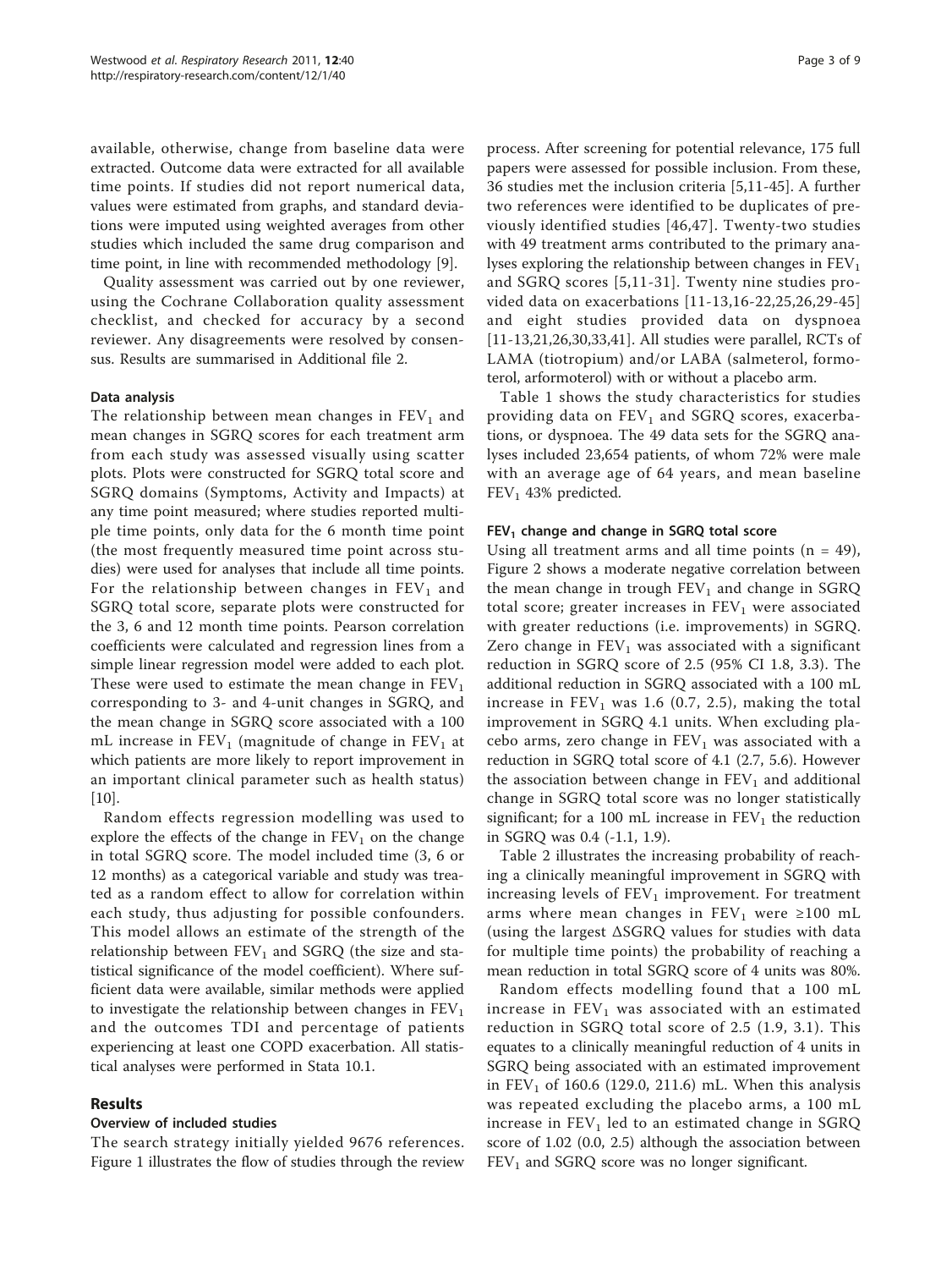available, otherwise, change from baseline data were extracted. Outcome data were extracted for all available time points. If studies did not report numerical data, values were estimated from graphs, and standard deviations were imputed using weighted averages from other studies which included the same drug comparison and time point, in line with recommended methodology [9].

Quality assessment was carried out by one reviewer, using the Cochrane Collaboration quality assessment checklist, and checked for accuracy by a second reviewer. Any disagreements were resolved by consensus. Results are summarised in Additional file 2.

### Data analysis

The relationship between mean changes in $FEV_1$ and mean changes in SGRQ scores for each treatment arm from each study was assessed visually using scatter plots. Plots were constructed for SGRQ total score and SGRQ domains (Symptoms, Activity and Impacts) at any time point measured; where studies reported multiple time points, only data for the 6 month time point (the most frequently measured time point across studies) were used for analyses that include all time points. For the relationship between changes in $FEV_1$ and SGRQ total score, separate plots were constructed for the 3, 6 and 12 month time points. Pearson correlation coefficients were calculated and regression lines from a simple linear regression model were added to each plot. These were used to estimate the mean change in $FEV_1$ corresponding to 3- and 4-unit changes in SGRQ, and the mean change in SGRQ score associated with a 100 mL increase in $FEV_1$ (magnitude of change in $FEV_1$ at which patients are more likely to report improvement in an important clinical parameter such as health status) [10].

Random effects regression modelling was used to explore the effects of the change in $FEV_1$ on the change in total SGRQ score. The model included time (3, 6 or 12 months) as a categorical variable and study was treated as a random effect to allow for correlation within each study, thus adjusting for possible confounders. This model allows an estimate of the strength of the relationship between $FEV_1$ and SGRQ (the size and statistical significance of the model coefficient). Where sufficient data were available, similar methods were applied to investigate the relationship between changes in $FEV_1$ and the outcomes TDI and percentage of patients experiencing at least one COPD exacerbation. All statistical analyses were performed in Stata 10.1.

## Results

### Overview of included studies

The search strategy initially yielded 9676 references. Figure 1 illustrates the flow of studies through the review process. After screening for potential relevance, 175 full papers were assessed for possible inclusion. From these, 36 studies met the inclusion criteria [5,11-45]. A further two references were identified to be duplicates of previously identified studies [46,47]. Twenty-two studies with 49 treatment arms contributed to the primary analyses exploring the relationship between changes in $FEV_1$ and SGRQ scores [5,11-31]. Twenty nine studies provided data on exacerbations [11-13,16-22,25,26,29-45] and eight studies provided data on dyspnoea [11-13,21,26,30,33,41]. All studies were parallel, RCTs of LAMA (tiotropium) and/or LABA (salmeterol, formoterol, arformoterol) with or without a placebo arm.

Table 1 shows the study characteristics for studies providing data on $FEV_1$ and SGRQ scores, exacerbations, or dyspnoea. The 49 data sets for the SGRQ analyses included 23,654 patients, of whom 72% were male with an average age of 64 years, and mean baseline $FEV_1$ 43% predicted.

### $FEV_1$ change and change in SGRQ total score

Using all treatment arms and all time points (n = 49), Figure 2 shows a moderate negative correlation between the mean change in trough $FEV_1$ and change in SGRQ total score; greater increases in $FEV_1$ were associated with greater reductions (i.e. improvements) in SGRQ. Zero change in $FEV_1$ was associated with a significant reduction in SGRQ score of 2.5 (95% CI 1.8, 3.3). The additional reduction in SGRQ associated with a 100 mL increase in $FEV_1$ was 1.6 (0.7, 2.5), making the total improvement in SGRQ 4.1 units. When excluding placebo arms, zero change in $FEV_1$ was associated with a reduction in SGRQ total score of 4.1 (2.7, 5.6). However the association between change in $FEV_1$ and additional change in SGRQ total score was no longer statistically significant; for a 100 mL increase in $FEV_1$ the reduction in SGRQ was 0.4 (-1.1, 1.9).

Table 2 illustrates the increasing probability of reaching a clinically meaningful improvement in SGRQ with increasing levels of $FEV_1$ improvement. For treatment arms where mean changes in $FEV_1$ were ≥100 mL (using the largest ΔSGRQ values for studies with data for multiple time points) the probability of reaching a mean reduction in total SGRQ score of 4 units was 80%.

Random effects modelling found that a 100 mL increase in $FEV_1$ was associated with an estimated reduction in SGRQ total score of 2.5 (1.9, 3.1). This equates to a clinically meaningful reduction of 4 units in SGRQ being associated with an estimated improvement in $FEV_1$ of 160.6 (129.0, 211.6) mL. When this analysis was repeated excluding the placebo arms, a 100 mL increase in $FEV_1$ led to an estimated change in SGRQ score of 1.02 (0.0, 2.5) although the association between $FEV_1$ and SGRQ score was no longer significant.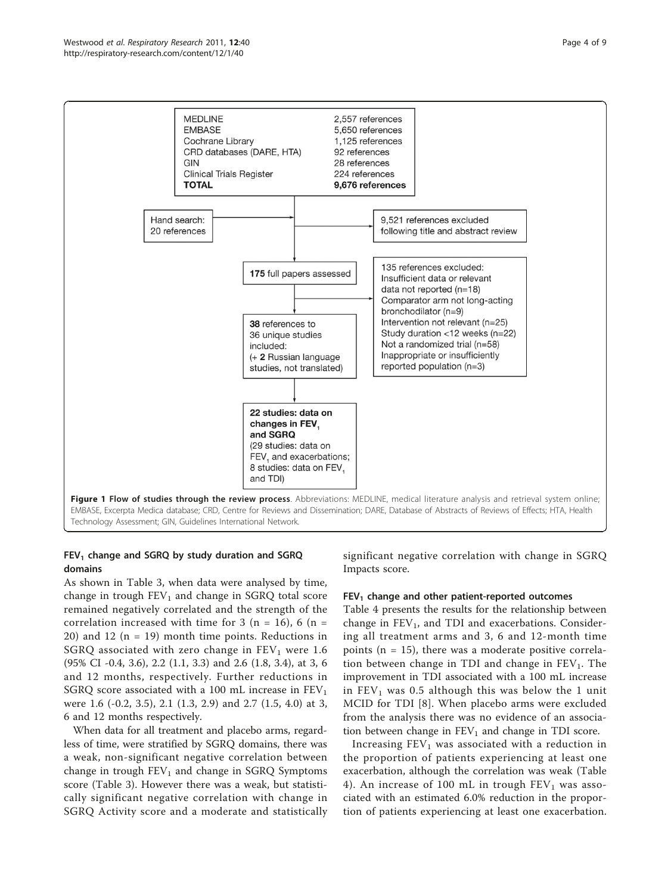MEDLINE 2,557 references
EMBASE 5,650 references
Cochrane Library 1,125 references
CRD databases (DARE, HTA) 92 references
GIN 28 references
Clinical Trials Register 224 references
**TOTAL 9,676 references**

Hand search: 20 references

9,521 references excluded following title and abstract review

**175** full papers assessed

135 references excluded:
Insufficient data or relevant data not reported (n=18)
Comparator arm not long-acting bronchodilator (n=9)
Intervention not relevant (n=25)
Study duration <12 weeks (n=22)
Not a randomized trial (n=58)
Inappropriate or insufficiently reported population (n=3)

**38** references to 36 unique studies included:
(+ **2** Russian language studies, not translated)

**22 studies: data on changes in $FEV_1$ and SGRQ**
(29 studies: data on $FEV_1$ and exacerbations; 8 studies: data on $FEV_1$ and TDI)

**Figure 1 Flow of studies through the review process**. Abbreviations: MEDLINE, medical literature analysis and retrieval system online; EMBASE, Excerpta Medica database; CRD, Centre for Reviews and Dissemination; DARE, Database of Abstracts of Reviews of Effects; HTA, Health Technology Assessment; GIN, Guidelines International Network.

### $FEV_1$ change and SGRQ by study duration and SGRQ domains

As shown in Table 3, when data were analysed by time, change in trough $FEV_1$ and change in SGRQ total score remained negatively correlated and the strength of the correlation increased with time for 3 (n = 16), 6 (n = 20) and 12 (n = 19) month time points. Reductions in SGRQ associated with zero change in $FEV_1$ were 1.6 (95% CI -0.4, 3.6), 2.2 (1.1, 3.3) and 2.6 (1.8, 3.4), at 3, 6 and 12 months, respectively. Further reductions in SGRQ score associated with a 100 mL increase in $FEV_1$ were 1.6 (-0.2, 3.5), 2.1 (1.3, 2.9) and 2.7 (1.5, 4.0) at 3, 6 and 12 months respectively.

When data for all treatment and placebo arms, regardless of time, were stratified by SGRQ domains, there was a weak, non-significant negative correlation between change in trough $FEV_1$ and change in SGRQ Symptoms score (Table 3). However there was a weak, but statistically significant negative correlation with change in SGRQ Activity score and a moderate and statistically significant negative correlation with change in SGRQ Impacts score.

### $FEV_1$ change and other patient-reported outcomes

Table 4 presents the results for the relationship between change in $FEV_1$, and TDI and exacerbations. Considering all treatment arms and 3, 6 and 12-month time points (n = 15), there was a moderate positive correlation between change in TDI and change in $FEV_1$. The improvement in TDI associated with a 100 mL increase in $FEV_1$ was 0.5 although this was below the 1 unit MCID for TDI [8]. When placebo arms were excluded from the analysis there was no evidence of an association between change in $FEV_1$ and change in TDI score.

Increasing $FEV_1$ was associated with a reduction in the proportion of patients experiencing at least one exacerbation, although the correlation was weak (Table 4). An increase of 100 mL in trough $FEV_1$ was associated with an estimated 6.0% reduction in the proportion of patients experiencing at least one exacerbation.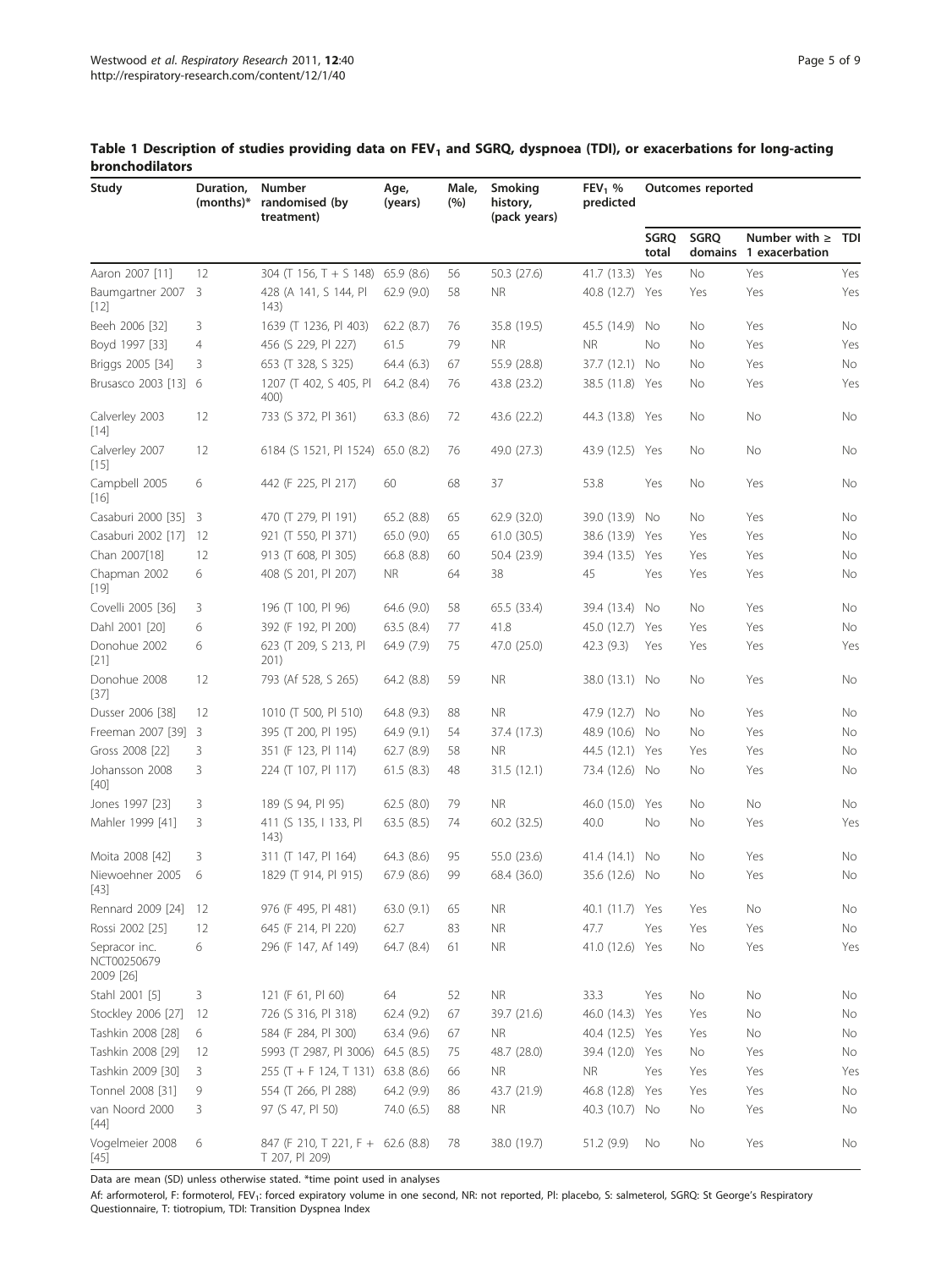**Table 1 Description of studies providing data on $FEV_1$ and SGRQ, dyspnoea (TDI), or exacerbations for long-acting bronchodilators**

| Study | Duration, (months)* | Number randomised (by treatment) | Age, (years) | Male, (%) | Smoking history, (pack years) | $FEV_1$ % predicted | Outcomes reported | | | |
|---|---|---|---|---|---|---|---|---|---|---|
| | | | | | | | SGRQ total | SGRQ domains | Number with ≥ 1 exacerbation | TDI |
| Aaron 2007 [11] | 12 | 304 (T 156, T + S 148) | 65.9 (8.6) | 56 | 50.3 (27.6) | 41.7 (13.3) | Yes | No | Yes | Yes |
| Baumgartner 2007 [12] | 3 | 428 (A 141, S 144, Pl 143) | 62.9 (9.0) | 58 | NR | 40.8 (12.7) | Yes | Yes | Yes | Yes |
| Beeh 2006 [32] | 3 | 1639 (T 1236, Pl 403) | 62.2 (8.7) | 76 | 35.8 (19.5) | 45.5 (14.9) | No | No | Yes | No |
| Boyd 1997 [33] | 4 | 456 (S 229, Pl 227) | 61.5 | 79 | NR | NR | No | No | Yes | Yes |
| Briggs 2005 [34] | 3 | 653 (T 328, S 325) | 64.4 (6.3) | 67 | 55.9 (28.8) | 37.7 (12.1) | No | No | Yes | No |
| Brusasco 2003 [13] | 6 | 1207 (T 402, S 405, Pl 400) | 64.2 (8.4) | 76 | 43.8 (23.2) | 38.5 (11.8) | Yes | No | Yes | Yes |
| Calverley 2003 [14] | 12 | 733 (S 372, Pl 361) | 63.3 (8.6) | 72 | 43.6 (22.2) | 44.3 (13.8) | Yes | No | No | No |
| Calverley 2007 [15] | 12 | 6184 (S 1521, Pl 1524) | 65.0 (8.2) | 76 | 49.0 (27.3) | 43.9 (12.5) | Yes | No | No | No |
| Campbell 2005 [16] | 6 | 442 (F 225, Pl 217) | 60 | 68 | 37 | 53.8 | Yes | No | Yes | No |
| Casaburi 2000 [35] | 3 | 470 (T 279, Pl 191) | 65.2 (8.8) | 65 | 62.9 (32.0) | 39.0 (13.9) | No | No | Yes | No |
| Casaburi 2002 [17] | 12 | 921 (T 550, Pl 371) | 65.0 (9.0) | 65 | 61.0 (30.5) | 38.6 (13.9) | Yes | Yes | Yes | No |
| Chan 2007[18] | 12 | 913 (T 608, Pl 305) | 66.8 (8.8) | 60 | 50.4 (23.9) | 39.4 (13.5) | Yes | Yes | Yes | No |
| Chapman 2002 [19] | 6 | 408 (S 201, Pl 207) | NR | 64 | 38 | 45 | Yes | Yes | Yes | No |
| Covelli 2005 [36] | 3 | 196 (T 100, Pl 96) | 64.6 (9.0) | 58 | 65.5 (33.4) | 39.4 (13.4) | No | No | Yes | No |
| Dahl 2001 [20] | 6 | 392 (F 192, Pl 200) | 63.5 (8.4) | 77 | 41.8 | 45.0 (12.7) | Yes | Yes | Yes | No |
| Donohue 2002 [21] | 6 | 623 (T 209, S 213, Pl 201) | 64.9 (7.9) | 75 | 47.0 (25.0) | 42.3 (9.3) | Yes | Yes | Yes | Yes |
| Donohue 2008 [37] | 12 | 793 (Af 528, S 265) | 64.2 (8.8) | 59 | NR | 38.0 (13.1) | No | No | Yes | No |
| Dusser 2006 [38] | 12 | 1010 (T 500, Pl 510) | 64.8 (9.3) | 88 | NR | 47.9 (12.7) | No | No | Yes | No |
| Freeman 2007 [39] | 3 | 395 (T 200, Pl 195) | 64.9 (9.1) | 54 | 37.4 (17.3) | 48.9 (10.6) | No | No | Yes | No |
| Gross 2008 [22] | 3 | 351 (F 123, Pl 114) | 62.7 (8.9) | 58 | NR | 44.5 (12.1) | Yes | Yes | Yes | No |
| Johansson 2008 [40] | 3 | 224 (T 107, Pl 117) | 61.5 (8.3) | 48 | 31.5 (12.1) | 73.4 (12.6) | No | No | Yes | No |
| Jones 1997 [23] | 3 | 189 (S 94, Pl 95) | 62.5 (8.0) | 79 | NR | 46.0 (15.0) | Yes | No | No | No |
| Mahler 1999 [41] | 3 | 411 (S 135, I 133, Pl 143) | 63.5 (8.5) | 74 | 60.2 (32.5) | 40.0 | No | No | Yes | Yes |
| Moita 2008 [42] | 3 | 311 (T 147, Pl 164) | 64.3 (8.6) | 95 | 55.0 (23.6) | 41.4 (14.1) | No | No | Yes | No |
| Niewoehner 2005 [43] | 6 | 1829 (T 914, Pl 915) | 67.9 (8.6) | 99 | 68.4 (36.0) | 35.6 (12.6) | No | No | Yes | No |
| Rennard 2009 [24] | 12 | 976 (F 495, Pl 481) | 63.0 (9.1) | 65 | NR | 40.1 (11.7) | Yes | Yes | No | No |
| Rossi 2002 [25] | 12 | 645 (F 214, Pl 220) | 62.7 | 83 | NR | 47.7 | Yes | Yes | Yes | No |
| Sepracor inc. NCT00250679 2009 [26] | 6 | 296 (F 147, Af 149) | 64.7 (8.4) | 61 | NR | 41.0 (12.6) | Yes | No | Yes | Yes |
| Stahl 2001 [5] | 3 | 121 (F 61, Pl 60) | 64 | 52 | NR | 33.3 | Yes | No | No | No |
| Stockley 2006 [27] | 12 | 726 (S 316, Pl 318) | 62.4 (9.2) | 67 | 39.7 (21.6) | 46.0 (14.3) | Yes | Yes | No | No |
| Tashkin 2008 [28] | 6 | 584 (F 284, Pl 300) | 63.4 (9.6) | 67 | NR | 40.4 (12.5) | Yes | Yes | No | No |
| Tashkin 2008 [29] | 12 | 5993 (T 2987, Pl 3006) | 64.5 (8.5) | 75 | 48.7 (28.0) | 39.4 (12.0) | Yes | No | Yes | No |
| Tashkin 2009 [30] | 3 | 255 (T + F 124, T 131) | 63.8 (8.6) | 66 | NR | NR | Yes | Yes | Yes | Yes |
| Tonnel 2008 [31] | 9 | 554 (T 266, Pl 288) | 64.2 (9.9) | 86 | 43.7 (21.9) | 46.8 (12.8) | Yes | Yes | Yes | No |
| van Noord 2000 [44] | 3 | 97 (S 47, Pl 50) | 74.0 (6.5) | 88 | NR | 40.3 (10.7) | No | No | Yes | No |
| Vogelmeier 2008 [45] | 6 | 847 (F 210, T 221, F + T 207, Pl 209) | 62.6 (8.8) | 78 | 38.0 (19.7) | 51.2 (9.9) | No | No | Yes | No |

Data are mean (SD) unless otherwise stated. *time point used in analyses

Af: arformoterol, F: formoterol, $FEV_1$: forced expiratory volume in one second, NR: not reported, Pl: placebo, S: salmeterol, SGRQ: St George's Respiratory Questionnaire, T: tiotropium, TDI: Transition Dyspnea Index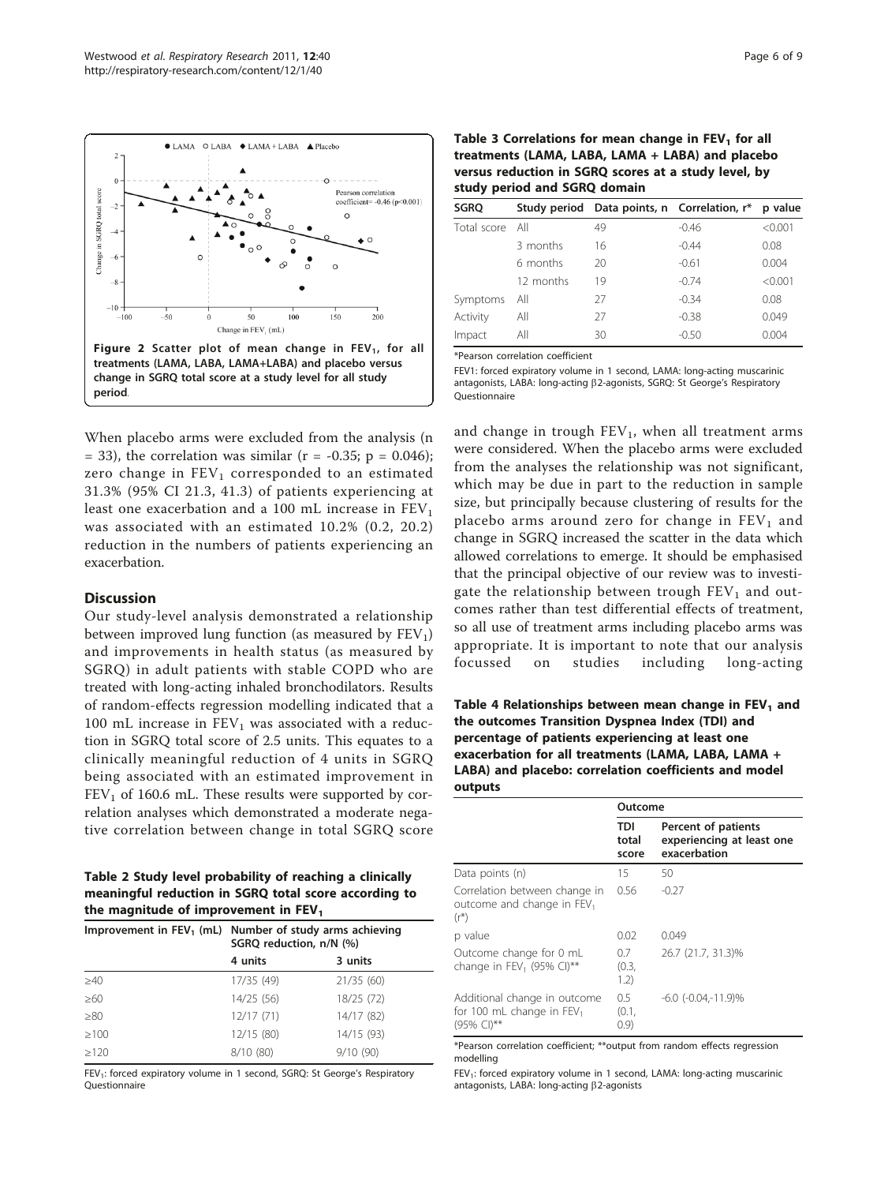Figure 2 Scatter plot of mean change in $FEV_1$, for all treatments (LAMA, LABA, LAMA+LABA) and placebo versus change in SGRQ total score at a study level for all study period.

When placebo arms were excluded from the analysis (n = 33), the correlation was similar (r = -0.35; p = 0.046); zero change in $FEV_1$ corresponded to an estimated 31.3% (95% CI 21.3, 41.3) of patients experiencing at least one exacerbation and a 100 mL increase in $FEV_1$ was associated with an estimated 10.2% (0.2, 20.2) reduction in the numbers of patients experiencing an exacerbation.

## Discussion

Our study-level analysis demonstrated a relationship between improved lung function (as measured by $FEV_1$) and improvements in health status (as measured by SGRQ) in adult patients with stable COPD who are treated with long-acting inhaled bronchodilators. Results of random-effects regression modelling indicated that a 100 mL increase in $FEV_1$ was associated with a reduction in SGRQ total score of 2.5 units. This equates to a clinically meaningful reduction of 4 units in SGRQ being associated with an estimated improvement in $FEV_1$ of 160.6 mL. These results were supported by correlation analyses which demonstrated a moderate negative correlation between change in total SGRQ score and change in trough $FEV_1$, when all treatment arms were considered. When the placebo arms were excluded from the analyses the relationship was not significant, which may be due in part to the reduction in sample size, but principally because clustering of results for the placebo arms around zero for change in $FEV_1$ and change in SGRQ increased the scatter in the data which allowed correlations to emerge. It should be emphasised that the principal objective of our review was to investigate the relationship between trough $FEV_1$ and outcomes rather than test differential effects of treatment, so all use of treatment arms including placebo arms was appropriate. It is important to note that our analysis focussed on studies including long-acting

**Table 2 Study level probability of reaching a clinically meaningful reduction in SGRQ total score according to the magnitude of improvement in $FEV_1$**

| Improvement in $FEV_1$ (mL) | Number of study arms achieving SGRQ reduction, n/N (%) | |
|---|---|---|
| | 4 units | 3 units |
| ≥40 | 17/35 (49) | 21/35 (60) |
| ≥60 | 14/25 (56) | 18/25 (72) |
| ≥80 | 12/17 (71) | 14/17 (82) |
| ≥100 | 12/15 (80) | 14/15 (93) |
| ≥120 | 8/10 (80) | 9/10 (90) |

$FEV_1$: forced expiratory volume in 1 second, SGRQ: St George's Respiratory Questionnaire

**Table 3 Correlations for mean change in $FEV_1$ for all treatments (LAMA, LABA, LAMA + LABA) and placebo versus reduction in SGRQ scores at a study level, by study period and SGRQ domain**

| SGRQ | Study period | Data points, n | Correlation, r* | p value |
|---|---|---|---|---|
| Total score | All | 49 | -0.46 | <0.001 |
| | 3 months | 16 | -0.44 | 0.08 |
| | 6 months | 20 | -0.61 | 0.004 |
| | 12 months | 19 | -0.74 | <0.001 |
| Symptoms | All | 27 | -0.34 | 0.08 |
| Activity | All | 27 | -0.38 | 0.049 |
| Impact | All | 30 | -0.50 | 0.004 |

*Pearson correlation coefficient

FEV1: forced expiratory volume in 1 second, LAMA: long-acting muscarinic antagonists, LABA: long-acting β2-agonists, SGRQ: St George's Respiratory Questionnaire

**Table 4 Relationships between mean change in $FEV_1$ and the outcomes Transition Dyspnea Index (TDI) and percentage of patients experiencing at least one exacerbation for all treatments (LAMA, LABA, LAMA + LABA) and placebo: correlation coefficients and model outputs**

| | Outcome | |
|---|---|---|
| | TDI total score | Percent of patients experiencing at least one exacerbation |
| Data points (n) | 15 | 50 |
| Correlation between change in outcome and change in $FEV_1$ (r*) | 0.56 | -0.27 |
| p value | 0.02 | 0.049 |
| Outcome change for 0 mL change in $FEV_1$ (95% CI)** | 0.7 (0.3, 1.2) | 26.7 (21.7, 31.3)% |
| Additional change in outcome for 100 mL change in $FEV_1$ (95% CI)** | 0.5 (0.1, 0.9) | -6.0 (-0.04,-11.9)% |

*Pearson correlation coefficient; **output from random effects regression modelling

$FEV_1$: forced expiratory volume in 1 second, LAMA: long-acting muscarinic antagonists, LABA: long-acting β2-agonists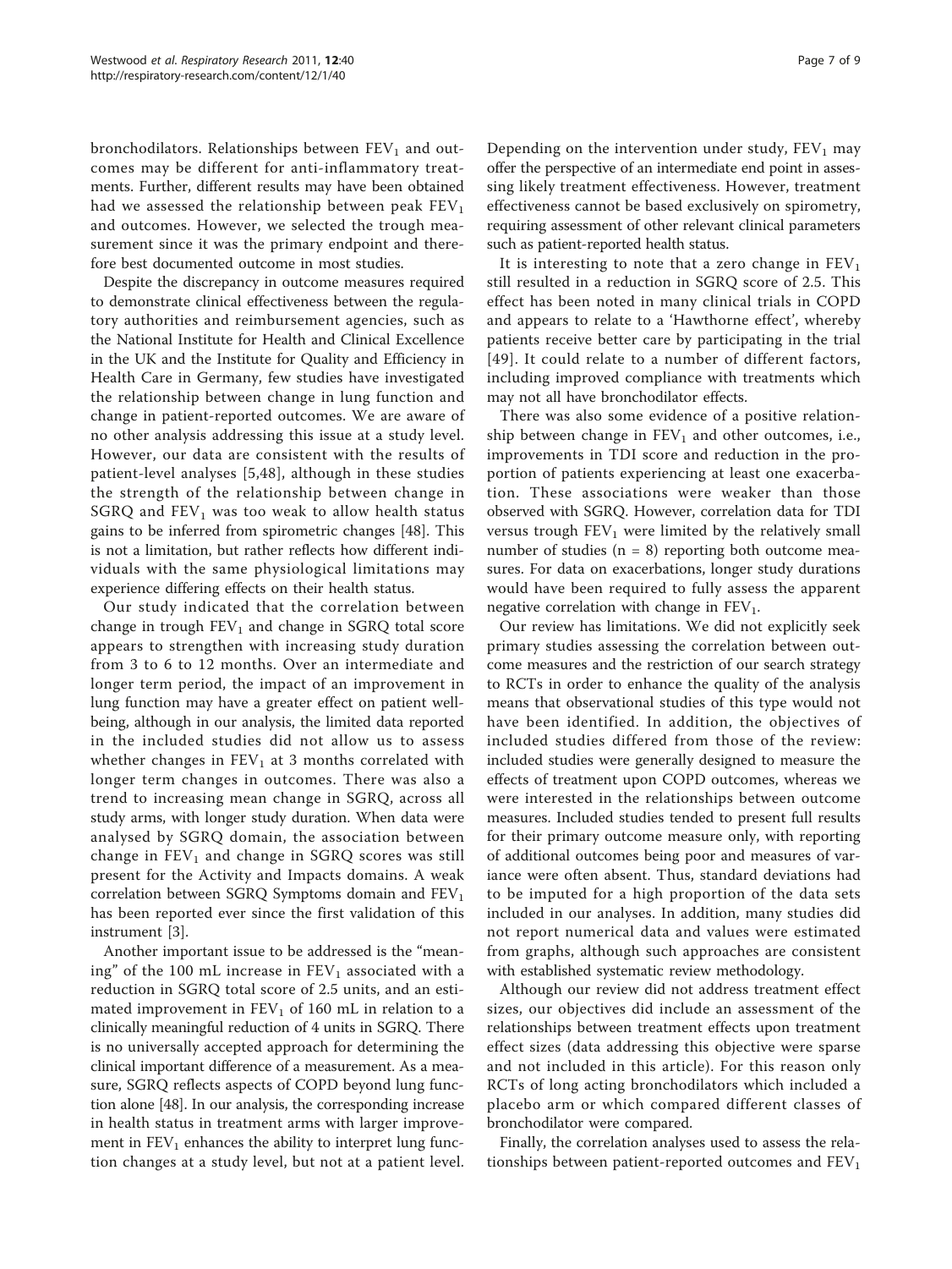bronchodilators. Relationships between $FEV_1$ and outcomes may be different for anti-inflammatory treatments. Further, different results may have been obtained had we assessed the relationship between peak $FEV_1$ and outcomes. However, we selected the trough measurement since it was the primary endpoint and therefore best documented outcome in most studies.

Despite the discrepancy in outcome measures required to demonstrate clinical effectiveness between the regulatory authorities and reimbursement agencies, such as the National Institute for Health and Clinical Excellence in the UK and the Institute for Quality and Efficiency in Health Care in Germany, few studies have investigated the relationship between change in lung function and change in patient-reported outcomes. We are aware of no other analysis addressing this issue at a study level. However, our data are consistent with the results of patient-level analyses [5,48], although in these studies the strength of the relationship between change in SGRQ and $FEV_1$ was too weak to allow health status gains to be inferred from spirometric changes [48]. This is not a limitation, but rather reflects how different individuals with the same physiological limitations may experience differing effects on their health status.

Our study indicated that the correlation between change in trough $FEV_1$ and change in SGRQ total score appears to strengthen with increasing study duration from 3 to 6 to 12 months. Over an intermediate and longer term period, the impact of an improvement in lung function may have a greater effect on patient well-being, although in our analysis, the limited data reported in the included studies did not allow us to assess whether changes in $FEV_1$ at 3 months correlated with longer term changes in outcomes. There was also a trend to increasing mean change in SGRQ, across all study arms, with longer study duration. When data were analysed by SGRQ domain, the association between change in $FEV_1$ and change in SGRQ scores was still present for the Activity and Impacts domains. A weak correlation between SGRQ Symptoms domain and $FEV_1$ has been reported ever since the first validation of this instrument [3].

Another important issue to be addressed is the "meaning" of the 100 mL increase in $FEV_1$ associated with a reduction in SGRQ total score of 2.5 units, and an estimated improvement in $FEV_1$ of 160 mL in relation to a clinically meaningful reduction of 4 units in SGRQ. There is no universally accepted approach for determining the clinical important difference of a measurement. As a measure, SGRQ reflects aspects of COPD beyond lung function alone [48]. In our analysis, the corresponding increase in health status in treatment arms with larger improvement in $FEV_1$ enhances the ability to interpret lung function changes at a study level, but not at a patient level. Depending on the intervention under study, $FEV_1$ may offer the perspective of an intermediate end point in assessing likely treatment effectiveness. However, treatment effectiveness cannot be based exclusively on spirometry, requiring assessment of other relevant clinical parameters such as patient-reported health status.

It is interesting to note that a zero change in $FEV_1$ still resulted in a reduction in SGRQ score of 2.5. This effect has been noted in many clinical trials in COPD and appears to relate to a 'Hawthorne effect', whereby patients receive better care by participating in the trial [49]. It could relate to a number of different factors, including improved compliance with treatments which may not all have bronchodilator effects.

There was also some evidence of a positive relationship between change in $FEV_1$ and other outcomes, i.e., improvements in TDI score and reduction in the proportion of patients experiencing at least one exacerbation. These associations were weaker than those observed with SGRQ. However, correlation data for TDI versus trough $FEV_1$ were limited by the relatively small number of studies ($n = 8$) reporting both outcome measures. For data on exacerbations, longer study durations would have been required to fully assess the apparent negative correlation with change in $FEV_1$.

Our review has limitations. We did not explicitly seek primary studies assessing the correlation between outcome measures and the restriction of our search strategy to RCTs in order to enhance the quality of the analysis means that observational studies of this type would not have been identified. In addition, the objectives of included studies differed from those of the review: included studies were generally designed to measure the effects of treatment upon COPD outcomes, whereas we were interested in the relationships between outcome measures. Included studies tended to present full results for their primary outcome measure only, with reporting of additional outcomes being poor and measures of variance were often absent. Thus, standard deviations had to be imputed for a high proportion of the data sets included in our analyses. In addition, many studies did not report numerical data and values were estimated from graphs, although such approaches are consistent with established systematic review methodology.

Although our review did not address treatment effect sizes, our objectives did include an assessment of the relationships between treatment effects upon treatment effect sizes (data addressing this objective were sparse and not included in this article). For this reason only RCTs of long acting bronchodilators which included a placebo arm or which compared different classes of bronchodilator were compared.

Finally, the correlation analyses used to assess the relationships between patient-reported outcomes and $FEV_1$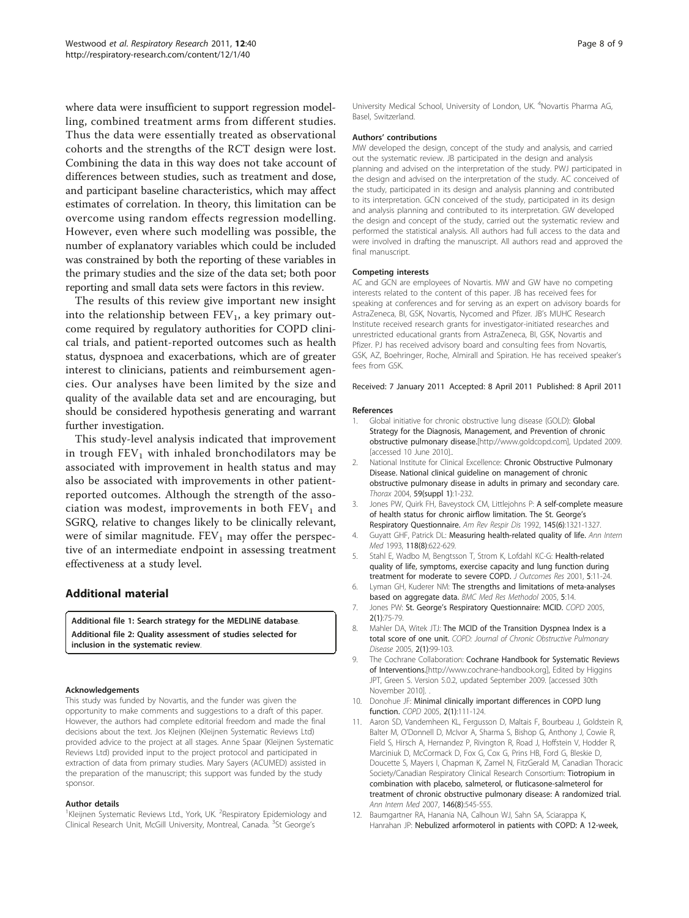where data were insufficient to support regression modelling, combined treatment arms from different studies. Thus the data were essentially treated as observational cohorts and the strengths of the RCT design were lost. Combining the data in this way does not take account of differences between studies, such as treatment and dose, and participant baseline characteristics, which may affect estimates of correlation. In theory, this limitation can be overcome using random effects regression modelling. However, even where such modelling was possible, the number of explanatory variables which could be included was constrained by both the reporting of these variables in the primary studies and the size of the data set; both poor reporting and small data sets were factors in this review.

The results of this review give important new insight into the relationship between $FEV_1$, a key primary outcome required by regulatory authorities for COPD clinical trials, and patient-reported outcomes such as health status, dyspnoea and exacerbations, which are of greater interest to clinicians, patients and reimbursement agencies. Our analyses have been limited by the size and quality of the available data set and are encouraging, but should be considered hypothesis generating and warrant further investigation.

This study-level analysis indicated that improvement in trough $FEV_1$ with inhaled bronchodilators may be associated with improvement in health status and may also be associated with improvements in other patient-reported outcomes. Although the strength of the association was modest, improvements in both $FEV_1$ and SGRQ, relative to changes likely to be clinically relevant, were of similar magnitude. $FEV_1$ may offer the perspective of an intermediate endpoint in assessing treatment effectiveness at a study level.

## Additional material

**Additional file 1: Search strategy for the MEDLINE database.**
**Additional file 2: Quality assessment of studies selected for inclusion in the systematic review.**

#### Acknowledgements

This study was funded by Novartis, and the funder was given the opportunity to make comments and suggestions to a draft of this paper. However, the authors had complete editorial freedom and made the final decisions about the text. Jos Kleijnen (Kleijnen Systematic Reviews Ltd) provided advice to the project at all stages. Anne Spaar (Kleijnen Systematic Reviews Ltd) provided input to the project protocol and participated in extraction of data from primary studies. Mary Sayers (ACUMED) assisted in the preparation of the manuscript; this support was funded by the study sponsor.

#### Author details

[1]Kleijnen Systematic Reviews Ltd., York, UK. [2]Respiratory Epidemiology and Clinical Research Unit, McGill University, Montreal, Canada. [3]St George's University Medical School, University of London, UK. [4]Novartis Pharma AG, Basel, Switzerland.

#### Authors' contributions

MW developed the design, concept of the study and analysis, and carried out the systematic review. JB participated in the design and analysis planning and advised on the interpretation of the study. PWJ participated in the design and advised on the interpretation of the study. AC conceived of the study, participated in its design and analysis planning and contributed to its interpretation. GCN conceived of the study, participated in its design and analysis planning and contributed to its interpretation. GW developed the design and concept of the study, carried out the systematic review and performed the statistical analysis. All authors had full access to the data and were involved in drafting the manuscript. All authors read and approved the final manuscript.

#### Competing interests

AC and GCN are employees of Novartis. MW and GW have no competing interests related to the content of this paper. JB has received fees for speaking at conferences and for serving as an expert on advisory boards for AstraZeneca, BI, GSK, Novartis, Nycomed and Pfizer. JB's MUHC Research Institute received research grants for investigator-initiated researches and unrestricted educational grants from AstraZeneca, BI, GSK, Novartis and Pfizer. PJ has received advisory board and consulting fees from Novartis, GSK, AZ, Boehringer, Roche, Almirall and Spiration. He has received speaker's fees from GSK.

Received: 7 January 2011 Accepted: 8 April 2011 Published: 8 April 2011

#### References

1. Global initiative for chronic obstructive lung disease (GOLD): **Global Strategy for the Diagnosis, Management, and Prevention of chronic obstructive pulmonary disease.**[http://www.goldcopd.com], Updated 2009. [accessed 10 June 2010]..
2. National Institute for Clinical Excellence: **Chronic Obstructive Pulmonary Disease. National clinical guideline on management of chronic obstructive pulmonary disease in adults in primary and secondary care.** *Thorax* 2004, **59(suppl 1)**:1-232.
3. Jones PW, Quirk FH, Baveystock CM, Littlejohns P: **A self-complete measure of health status for chronic airflow limitation. The St. George's Respiratory Questionnaire.** *Am Rev Respir Dis* 1992, **145(6)**:1321-1327.
4. Guyatt GHF, Patrick DL: **Measuring health-related quality of life.** *Ann Intern Med* 1993, **118(8)**:622-629.
5. Stahl E, Wadbo M, Bengtsson T, Strom K, Lofdahl KC-G: **Health-related quality of life, symptoms, exercise capacity and lung function during treatment for moderate to severe COPD.** *J Outcomes Res* 2001, **5**:11-24.
6. Lyman GH, Kuderer NM: **The strengths and limitations of meta-analyses based on aggregate data.** *BMC Med Res Methodol* 2005, **5**:14.
7. Jones PW: **St. George's Respiratory Questionnaire: MCID.** *COPD* 2005, **2(1)**:75-79.
8. Mahler DA, Witek TJJ: **The MCID of the Transition Dyspnea Index is a total score of one unit.** *COPD: Journal of Chronic Obstructive Pulmonary Disease* 2005, **2(1)**:99-103.
9. The Cochrane Collaboration: **Cochrane Handbook for Systematic Reviews of Interventions.**[http://www.cochrane-handbook.org], Edited by Higgins JPT, Green S. Version 5.0.2, updated September 2009. [accessed 30th November 2010]. .
10. Donohue JF: **Minimal clinically important differences in COPD lung function.** *COPD* 2005, **2(1)**:111-124.
11. Aaron SD, Vandemheen KL, Fergusson D, Maltais F, Bourbeau J, Goldstein R, Balter M, O'Donnell D, McIvor A, Sharma S, Bishop G, Anthony J, Cowie R, Field S, Hirsch A, Hernandez P, Rivington R, Road J, Hoffstein V, Hodder R, Marciniuk D, McCormack D, Fox G, Cox G, Prins HB, Ford G, Bleskie D, Doucette S, Mayers I, Chapman K, Zamel N, FitzGerald M, Canadian Thoracic Society/Canadian Respiratory Clinical Research Consortium: **Tiotropium in combination with placebo, salmeterol, or fluticasone-salmeterol for treatment of chronic obstructive pulmonary disease: A randomized trial.** *Ann Intern Med* 2007, **146(8)**:545-555.
12. Baumgartner RA, Hanania NA, Calhoun WJ, Sahn SA, Sciarappa K, Hanrahan JP: **Nebulized arformoterol in patients with COPD: A 12-week,**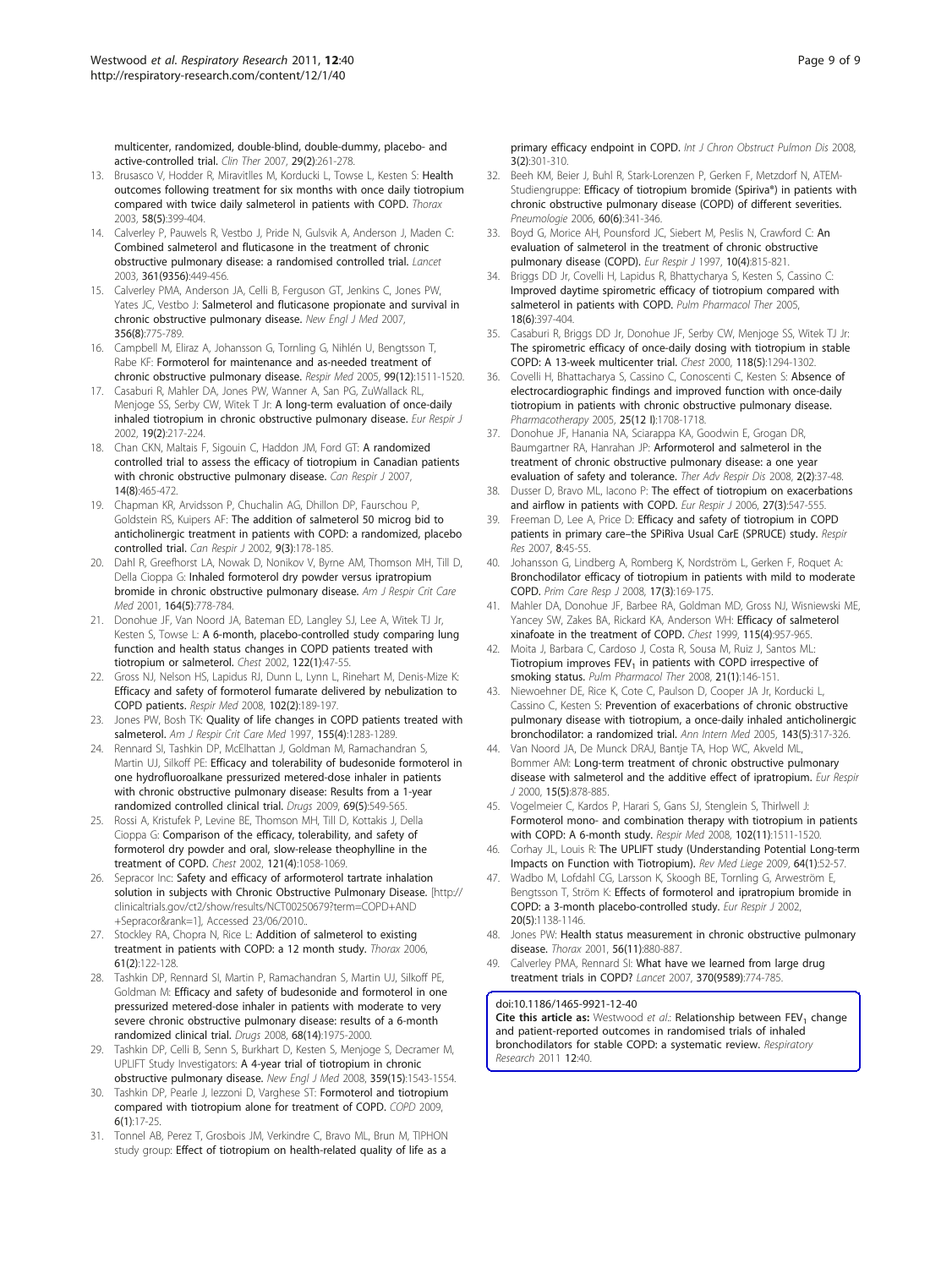multicenter, randomized, double-blind, double-dummy, placebo- and active-controlled trial. *Clin Ther* 2007, 29(2):261-278.

13. Brusasco V, Hodder R, Miravitlles M, Korducki L, Towse L, Kesten S: **Health outcomes following treatment for six months with once daily tiotropium compared with twice daily salmeterol in patients with COPD.** *Thorax* 2003, 58(5):399-404.
14. Calverley P, Pauwels R, Vestbo J, Pride N, Gulsvik A, Anderson J, Maden C: **Combined salmeterol and fluticasone in the treatment of chronic obstructive pulmonary disease: a randomised controlled trial.** *Lancet* 2003, 361(9356):449-456.
15. Calverley PMA, Anderson JA, Celli B, Ferguson GT, Jenkins C, Jones PW, Yates JC, Vestbo J: **Salmeterol and fluticasone propionate and survival in chronic obstructive pulmonary disease.** *New Engl J Med* 2007, 356(8):775-789.
16. Campbell M, Eliraz A, Johansson G, Tornling G, Nihlén U, Bengtsson T, Rabe KF: **Formoterol for maintenance and as-needed treatment of chronic obstructive pulmonary disease.** *Respir Med* 2005, 99(12):1511-1520.
17. Casaburi R, Mahler DA, Jones PW, Wanner A, San PG, ZuWallack RL, Menjoge SS, Serby CW, Witek T Jr: **A long-term evaluation of once-daily inhaled tiotropium in chronic obstructive pulmonary disease.** *Eur Respir J* 2002, 19(2):217-224.
18. Chan CKN, Maltais F, Sigouin C, Haddon JM, Ford GT: **A randomized controlled trial to assess the efficacy of tiotropium in Canadian patients with chronic obstructive pulmonary disease.** *Can Respir J* 2007, 14(8):465-472.
19. Chapman KR, Arvidsson P, Chuchalin AG, Dhillon DP, Faurschou P, Goldstein RS, Kuipers AF: **The addition of salmeterol 50 microg bid to anticholinergic treatment in patients with COPD: a randomized, placebo controlled trial.** *Can Respir J* 2002, 9(3):178-185.
20. Dahl R, Greefhorst LA, Nowak D, Nonikov V, Byrne AM, Thomson MH, Till D, Della Cioppa G: **Inhaled formoterol dry powder versus ipratropium bromide in chronic obstructive pulmonary disease.** *Am J Respir Crit Care Med* 2001, 164(5):778-784.
21. Donohue JF, Van Noord JA, Bateman ED, Langley SJ, Lee A, Witek TJ Jr, Kesten S, Towse L: **A 6-month, placebo-controlled study comparing lung function and health status changes in COPD patients treated with tiotropium or salmeterol.** *Chest* 2002, 122(1):47-55.
22. Gross NJ, Nelson HS, Lapidus RJ, Dunn L, Lynn L, Rinehart M, Denis-Mize K: **Efficacy and safety of formoterol fumarate delivered by nebulization to COPD patients.** *Respir Med* 2008, 102(2):189-197.
23. Jones PW, Bosh TK: **Quality of life changes in COPD patients treated with salmeterol.** *Am J Respir Crit Care Med* 1997, 155(4):1283-1289.
24. Rennard SI, Tashkin DP, McElhattan J, Goldman M, Ramachandran S, Martin UJ, Silkoff PE: **Efficacy and tolerability of budesonide formoterol in one hydrofluoroalkane pressurized metered-dose inhaler in patients with chronic obstructive pulmonary disease: Results from a 1-year randomized controlled clinical trial.** *Drugs* 2009, 69(5):549-565.
25. Rossi A, Kristufek P, Levine BE, Thomson MH, Till D, Kottakis J, Della Cioppa G: **Comparison of the efficacy, tolerability, and safety of formoterol dry powder and oral, slow-release theophylline in the treatment of COPD.** *Chest* 2002, 121(4):1058-1069.
26. Sepracor Inc: **Safety and efficacy of arformoterol tartrate inhalation solution in subjects with Chronic Obstructive Pulmonary Disease.** [http://clinicaltrials.gov/ct2/show/results/NCT00250679?term=COPD+AND+Sepracor&rank=1], Accessed 23/06/2010..
27. Stockley RA, Chopra N, Rice L: **Addition of salmeterol to existing treatment in patients with COPD: a 12 month study.** *Thorax* 2006, 61(2):122-128.
28. Tashkin DP, Rennard SI, Martin P, Ramachandran S, Martin UJ, Silkoff PE, Goldman M: **Efficacy and safety of budesonide and formoterol in one pressurized metered-dose inhaler in patients with moderate to very severe chronic obstructive pulmonary disease: results of a 6-month randomized clinical trial.** *Drugs* 2008, 68(14):1975-2000.
29. Tashkin DP, Celli B, Senn S, Burkhart D, Kesten S, Menjoge S, Decramer M, UPLIFT Study Investigators: **A 4-year trial of tiotropium in chronic obstructive pulmonary disease.** *New Engl J Med* 2008, 359(15):1543-1554.
30. Tashkin DP, Pearle J, Iezzoni D, Varghese ST: **Formoterol and tiotropium compared with tiotropium alone for treatment of COPD.** *COPD* 2009, 6(1):17-25.
31. Tonnel AB, Perez T, Grosbois JM, Verkindre C, Bravo ML, Brun M, TIPHON study group: **Effect of tiotropium on health-related quality of life as a primary efficacy endpoint in COPD.** *Int J Chron Obstruct Pulmon Dis* 2008, 3(2):301-310.
32. Beeh KM, Beier J, Buhl R, Stark-Lorenzen P, Gerken F, Metzdorf N, ATEM-Studiengruppe: **Efficacy of tiotropium bromide (Spiriva®) in patients with chronic obstructive pulmonary disease (COPD) of different severities.** *Pneumologie* 2006, 60(6):341-346.
33. Boyd G, Morice AH, Pounsford JC, Siebert M, Peslis N, Crawford C: **An evaluation of salmeterol in the treatment of chronic obstructive pulmonary disease (COPD).** *Eur Respir J* 1997, 10(4):815-821.
34. Briggs DD Jr, Covelli H, Lapidus R, Bhattycharya S, Kesten S, Cassino C: **Improved daytime spirometric efficacy of tiotropium compared with salmeterol in patients with COPD.** *Pulm Pharmacol Ther* 2005, 18(6):397-404.
35. Casaburi R, Briggs DD Jr, Donohue JF, Serby CW, Menjoge SS, Witek TJ Jr: **The spirometric efficacy of once-daily dosing with tiotropium in stable COPD: A 13-week multicenter trial.** *Chest* 2000, 118(5):1294-1302.
36. Covelli H, Bhattacharya S, Cassino C, Conoscenti C, Kesten S: **Absence of electrocardiographic findings and improved function with once-daily tiotropium in patients with chronic obstructive pulmonary disease.** *Pharmacotherapy* 2005, 25(12 I):1708-1718.
37. Donohue JF, Hanania NA, Sciarappa KA, Goodwin E, Grogan DR, Baumgartner RA, Hanrahan JP: **Arformoterol and salmeterol in the treatment of chronic obstructive pulmonary disease: a one year evaluation of safety and tolerance.** *Ther Adv Respir Dis* 2008, 2(2):37-48.
38. Dusser D, Bravo ML, Iacono P: **The effect of tiotropium on exacerbations and airflow in patients with COPD.** *Eur Respir J* 2006, 27(3):547-555.
39. Freeman D, Lee A, Price D: **Efficacy and safety of tiotropium in COPD patients in primary care–the SPiRiva Usual CarE (SPRUCE) study.** *Respir Res* 2007, 8:45-55.
40. Johansson G, Lindberg A, Romberg K, Nordström L, Gerken F, Roquet A: **Bronchodilator efficacy of tiotropium in patients with mild to moderate COPD.** *Prim Care Resp J* 2008, 17(3):169-175.
41. Mahler DA, Donohue JF, Barbee RA, Goldman MD, Gross NJ, Wisniewski ME, Yancey SW, Zakes BA, Rickard KA, Anderson WH: **Efficacy of salmeterol xinafoate in the treatment of COPD.** *Chest* 1999, 115(4):957-965.
42. Moita J, Barbara C, Cardoso J, Costa R, Sousa M, Ruiz J, Santos ML: **Tiotropium improves $FEV_1$ in patients with COPD irrespective of smoking status.** *Pulm Pharmacol Ther* 2008, 21(1):146-151.
43. Niewoehner DE, Rice K, Cote C, Paulson D, Cooper JA Jr, Korducki L, Cassino C, Kesten S: **Prevention of exacerbations of chronic obstructive pulmonary disease with tiotropium, a once-daily inhaled anticholinergic bronchodilator: a randomized trial.** *Ann Intern Med* 2005, 143(5):317-326.
44. Van Noord JA, De Munck DRAJ, Bantje TA, Hop WC, Akveld ML, Bommer AM: **Long-term treatment of chronic obstructive pulmonary disease with salmeterol and the additive effect of ipratropium.** *Eur Respir J* 2000, 15(5):878-885.
45. Vogelmeier C, Kardos P, Harari S, Gans SJ, Stenglein S, Thirlwell J: **Formoterol mono- and combination therapy with tiotropium in patients with COPD: A 6-month study.** *Respir Med* 2008, 102(11):1511-1520.
46. Corhay JL, Louis R: **The UPLIFT study (Understanding Potential Long-term Impacts on Function with Tiotropium).** *Rev Med Liege* 2009, 64(1):52-57.
47. Wadbo M, Lofdahl CG, Larsson K, Skoogh BE, Tornling G, Arweström E, Bengtsson T, Ström K: **Effects of formoterol and ipratropium bromide in COPD: a 3-month placebo-controlled study.** *Eur Respir J* 2002, 20(5):1138-1146.
48. Jones PW: **Health status measurement in chronic obstructive pulmonary disease.** *Thorax* 2001, 56(11):880-887.
49. Calverley PMA, Rennard SI: **What have we learned from large drug treatment trials in COPD?** *Lancet* 2007, 370(9589):774-785.

doi:10.1186/1465-9921-12-40

**Cite this article as:** Westwood *et al.*: Relationship between $FEV_1$ change and patient-reported outcomes in randomised trials of inhaled bronchodilators for stable COPD: a systematic review. *Respiratory Research* 2011 12:40.